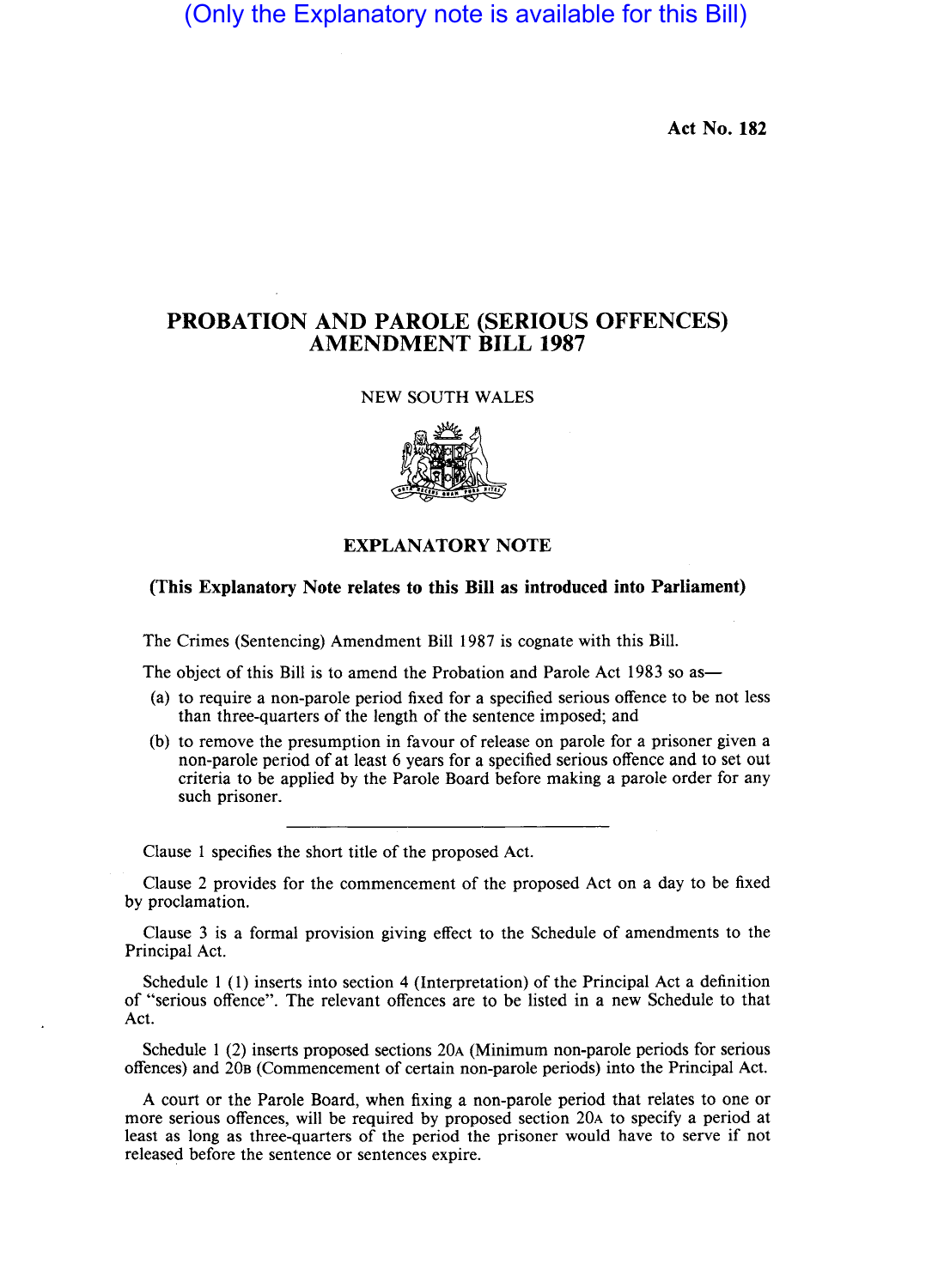(Only the Explanatory note is available for this Bill)

**Act No. 182**

# PROBATION AND PAROLE (SERIOUS OFFENCES) AMENDMENT BILL 1987

NEW SOUTH WALES

## EXPLANATORY NOTE

**(This Explanatory Note relates to this Bill as introduced into Parliament)**

The Crimes (Sentencing) Amendment Bill 1987 is cognate with this Bill.

The object of this Bill is to amend the Probation and Parole Act 1983 so as—

(a) to require a non-parole period fixed for a specified serious offence to be not less than three-quarters of the length of the sentence imposed; and

(b) to remove the presumption in favour of release on parole for a prisoner given a non-parole period of at least 6 years for a specified serious offence and to set out criteria to be applied by the Parole Board before making a parole order for any such prisoner.

---

Clause 1 specifies the short title of the proposed Act.

Clause 2 provides for the commencement of the proposed Act on a day to be fixed by proclamation.

Clause 3 is a formal provision giving effect to the Schedule of amendments to the Principal Act.

Schedule 1 (1) inserts into section 4 (Interpretation) of the Principal Act a definition of "serious offence". The relevant offences are to be listed in a new Schedule to that Act.

Schedule 1 (2) inserts proposed sections 20A (Minimum non-parole periods for serious offences) and 20B (Commencement of certain non-parole periods) into the Principal Act.

A court or the Parole Board, when fixing a non-parole period that relates to one or more serious offences, will be required by proposed section 20A to specify a period at least as long as three-quarters of the period the prisoner would have to serve if not released before the sentence or sentences expire.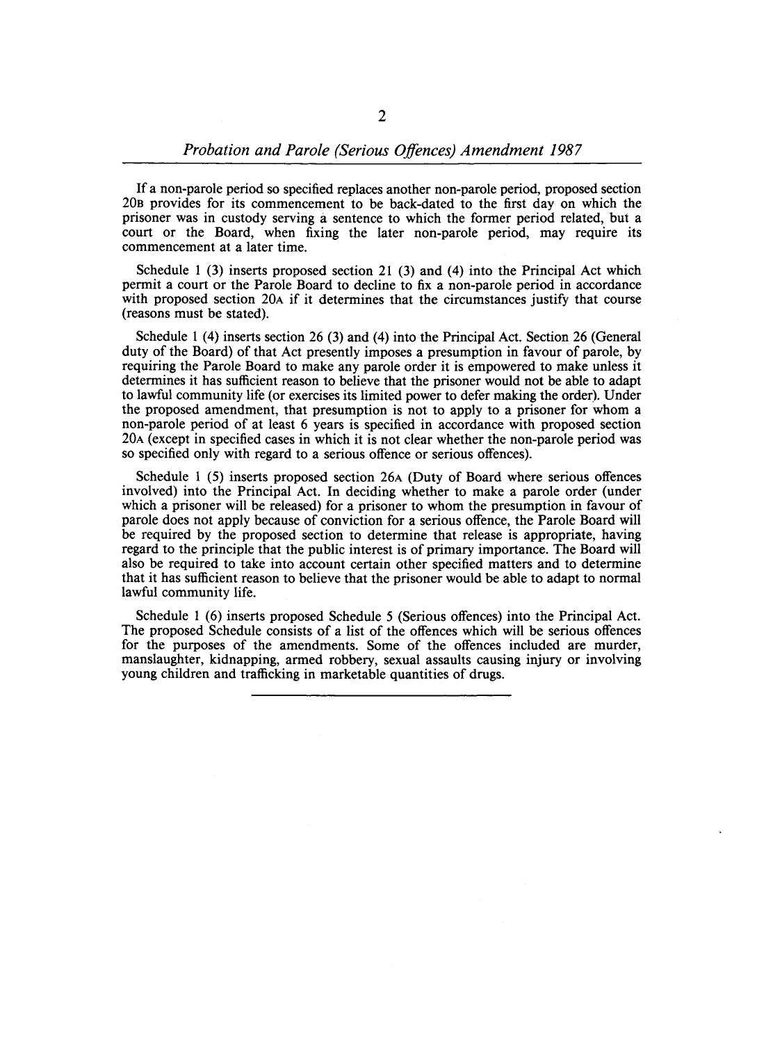If a non-parole period so specified replaces another non-parole period, proposed section 20B provides for its commencement to be back-dated to the first day on which the prisoner was in custody serving a sentence to which the former period related, but a court or the Board, when fixing the later non-parole period, may require its commencement at a later time.

Schedule 1 (3) inserts proposed section 21 (3) and (4) into the Principal Act which permit a court or the Parole Board to decline to fix a non-parole period in accordance with proposed section 20A if it determines that the circumstances justify that course (reasons must be stated).

Schedule 1 (4) inserts section 26 (3) and (4) into the Principal Act. Section 26 (General duty of the Board) of that Act presently imposes a presumption in favour of parole, by requiring the Parole Board to make any parole order it is empowered to make unless it determines it has sufficient reason to believe that the prisoner would not be able to adapt to lawful community life (or exercises its limited power to defer making the order). Under the proposed amendment, that presumption is not to apply to a prisoner for whom a non-parole period of at least 6 years is specified in accordance with proposed section 20A (except in specified cases in which it is not clear whether the non-parole period was so specified only with regard to a serious offence or serious offences).

Schedule 1 (5) inserts proposed section 26A (Duty of Board where serious offences involved) into the Principal Act. In deciding whether to make a parole order (under which a prisoner will be released) for a prisoner to whom the presumption in favour of parole does not apply because of conviction for a serious offence, the Parole Board will be required by the proposed section to determine that release is appropriate, having regard to the principle that the public interest is of primary importance. The Board will also be required to take into account certain other specified matters and to determine that it has sufficient reason to believe that the prisoner would be able to adapt to normal lawful community life.

Schedule 1 (6) inserts proposed Schedule 5 (Serious offences) into the Principal Act. The proposed Schedule consists of a list of the offences which will be serious offences for the purposes of the amendments. Some of the offences included are murder, manslaughter, kidnapping, armed robbery, sexual assaults causing injury or involving young children and trafficking in marketable quantities of drugs.